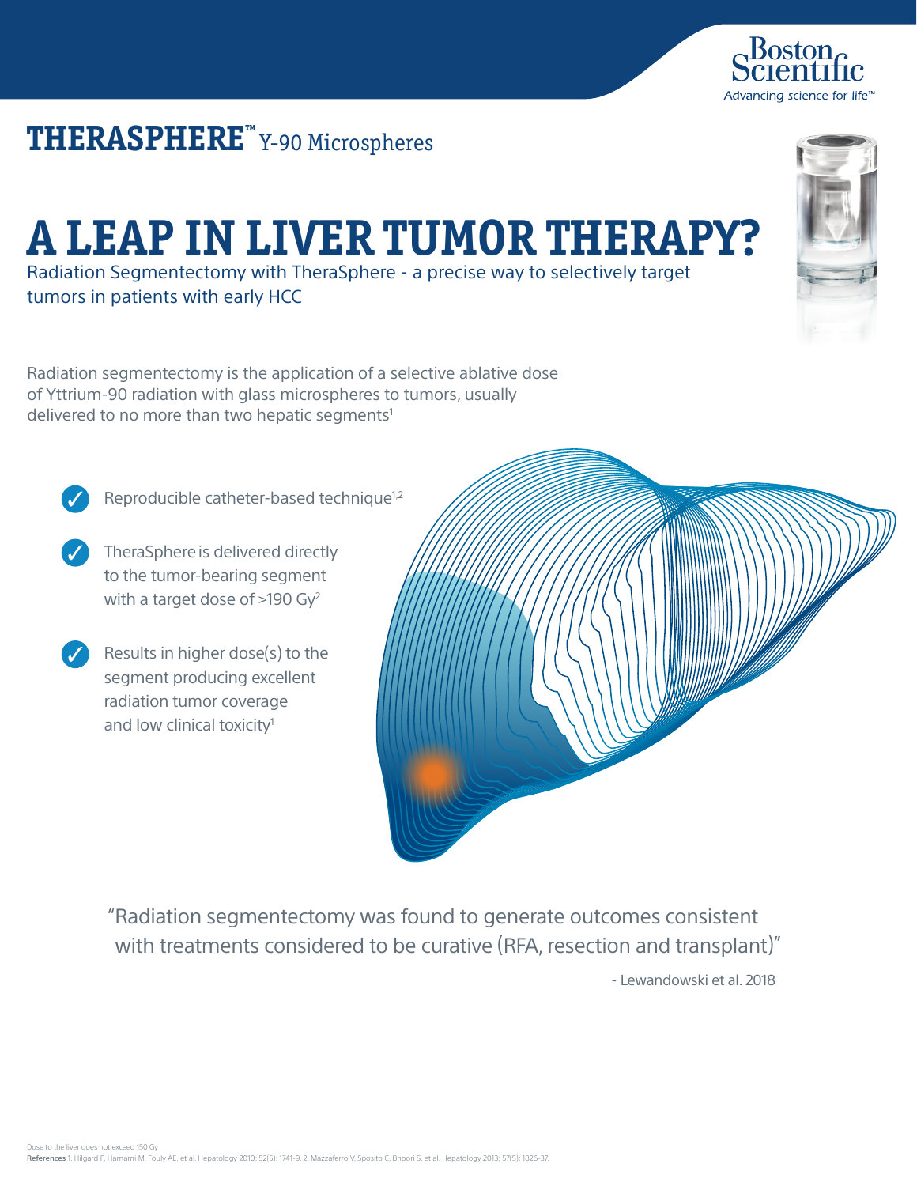**THERASPHERE™** Y-90 Microspheres

# A LEAP IN LIVER TUMOR THERAPY?

Radiation Segmentectomy with TheraSphere - a precise way to selectively target tumors in patients with early HCC

Radiation segmentectomy is the application of a selective ablative dose of Yttrium-90 radiation with glass microspheres to tumors, usually delivered to no more than two hepatic segments[1]

- Reproducible catheter-based technique[1,2]
- TheraSphere is delivered directly to the tumor-bearing segment with a target dose of >190 Gy[2]
- Results in higher dose(s) to the segment producing excellent radiation tumor coverage and low clinical toxicity[1]

"Radiation segmentectomy was found to generate outcomes consistent with treatments considered to be curative (RFA, resection and transplant)"

\- Lewandowski et al. 2018

Dose to the liver does not exceed 150 Gy

**References** 1. Hilgard P, Hamami M, Fouly AE, et al. Hepatology 2010; 52(5): 1741-9. 2. Mazzaferro V, Sposito C, Bhoori S, et al. Hepatology 2013; 57(5): 1826-37.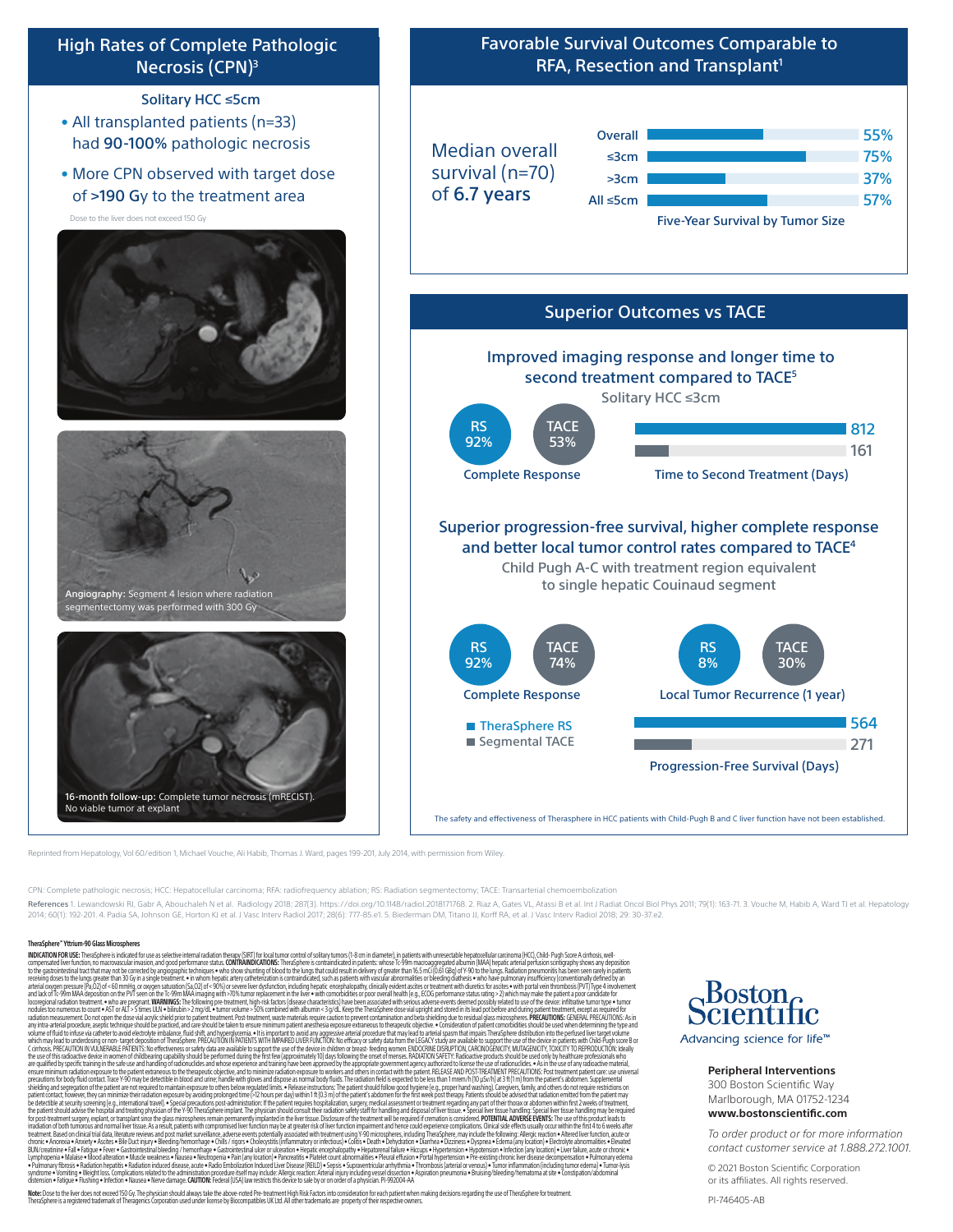## High Rates of Complete Pathologic Necrosis (CPN)[3]

### Solitary HCC ≤5cm

- All transplanted patients (n=33) had **90-100%** pathologic necrosis
- More CPN observed with target dose of **>190 Gy** to the treatment area

Dose to the liver does not exceed 150 Gy

**Angiography:** Segment 4 lesion where radiation segmentectomy was performed with 300 Gy

**16-month follow-up:** Complete tumor necrosis (mRECIST). No viable tumor at explant

## Favorable Survival Outcomes Comparable to RFA, Resection and Transplant[1]

Median overall survival (n=70) of **6.7 years**

Overall 55%
≤3cm 75%
>3cm 37%
All ≤5cm 57%

Five-Year Survival by Tumor Size

## Superior Outcomes vs TACE

### Improved imaging response and longer time to second treatment compared to TACE[5]

Solitary HCC ≤3cm

RS 92%
TACE 53%
Complete Response

812
161
Time to Second Treatment (Days)

### Superior progression-free survival, higher complete response and better local tumor control rates compared to TACE[4]

Child Pugh A-C with treatment region equivalent to single hepatic Couinaud segment

RS 92%
TACE 74%
Complete Response

RS 8%
TACE 30%
Local Tumor Recurrence (1 year)

TheraSphere RS
Segmental TACE

564
271
Progression-Free Survival (Days)

The safety and effectiveness of Therasphere in HCC patients with Child-Pugh B and C liver function have not been established.

Reprinted from Hepatology, Vol 60/edition 1, Michael Vouche, Ali Habib, Thomas J. Ward, pages 199-201, July 2014, with permission from Wiley.

CPN: Complete pathologic necrosis; HCC: Hepatocellular carcinoma; RFA: radiofrequency ablation; RS: Radiation segmentectomy; TACE: Transarterial chemoembolization

**References** 1. Lewandowski RJ, Gabr A, Abouchaleh N et al. Radiology 2018; 287(3). https://doi.org/10.1148/radiol.2018171768. 2. Riaz A, Gates VL, Atassi B et al. Int J Radiat Oncol Biol Phys 2011; 79(1): 163-71. 3. Vouche M, Habib A, Ward TJ et al. Hepatology 2014; 60(1): 192-201. 4. Padia SA, Johnson GE, Horton KJ et al. J Vasc Interv Radiol 2017; 28(6): 777-85.e1. 5. Biederman DM, Titano JJ, Korff RA, et al. J Vasc Interv Radiol 2018; 29: 30-37.e2.

**TheraSphere™ Yttrium-90 Glass Microspheres**

**INDICATION FOR USE:** TheraSphere is indicated for use as selective internal radiation therapy (SIRT) for local tumor control of solitary tumors (1-8 cm in diameter), in patients with unresectable hepatocellular carcinoma (HCC), Child- Pugh Score A cirrhosis, well-compensated liver function, no macrovascular invasion, and good performance status. **CONTRAINDICATIONS:** TheraSphere is contraindicated in patients: whose Tc-99m macroaggregated albumin (MAA) hepatic arterial perfusion scintigraphy shows any deposition to the gastrointestinal tract that may not be corrected by angiographic techniques • who show shunting of blood to the lungs that could result in delivery of greater than 16.5 mCi (0.61 GBq) of Y-90 to the lungs. Radiation pneumonitis has been seen rarely in patients receiving doses to the lungs greater than 30 Gy in a single treatment. • in whom hepatic artery catheterization is contraindicated, such as patients with vascular abnormalities or bleeding diathesis • who have pulmonary insufficiency (conventionally defined by an arterial oxygen pressure (PaO2) of <60 mmHg, or oxygen saturation (SaO2) of <90%) or severe liver dysfunction, including hepatic encephalopathy, clinically evident ascites or treatment with diuretics for ascites • with portal vein thrombosis (PVT) Type 4 involvement and lack of Tc-99m MAA deposition on the PVT seen on the Tc-99m MAA imaging with >70% tumor replacement in the liver • with comorbidities or poor overall health (e.g., ECOG performance status rating >2) which may make the patient a poor candidate for locoregional radiation treatment. • who are pregnant. **WARNINGS:** The following pre-treatment, high risk factors (disease characteristics) have been associated with serious adverse events deemed possibly related to use of the device: infiltrative tumor type • tumor nodules too numerous to count • AST or ALT >5 times ULN • bilirubin >2 mg/dL • tumor volume >50% combined with albumin <3 g/dL. Keep the TheraSphere dose vial upright and stored in its lead pot before and during patient treatment, except as required for radiation measurement. Do not open the dose vial acrylic shield prior to patient treatment. Post-treatment, waste materials require caution to prevent contamination and beta shielding due to residual glass microspheres. **PRECAUTIONS:** GENERAL PRECAUTIONS: As in any intra-arterial procedure, aseptic technique should be practiced, and care should be taken to ensure minimum patient anesthesia exposure extraneous to therapeutic objective. • Consideration of patient comorbidities should be used when determining the type and volume of fluid to infuse via catheter to avoid electrolyte imbalance, fluid shift, and hyperglycemia. • It is important to avoid any aggressive arterial procedure that may lead to arterial spasm that impairs TheraSphere distribution into the perfused liver target volume which may lead to underdosing or non- target deposition of TheraSphere. PRECAUTION IN PATIENTS WITH IMPAIRED LIVER FUNCTION: No efficacy or safety data from the LEGACY study are available to support the use of the device in patients with Child-Pugh score B or C cirrhosis. PRECAUTION IN VULNERABLE PATIENTS: No effectiveness or safety data are available to support the use of the device in children or breast- feeding women. ENDOCRINE DISRUPTION, CARCINOGENICITY, MUTAGENICITY, TOXICITY TO REPRODUCTION: Ideally the use of this radioactive device in women of childbearing capability should be performed during the first few (approximately 10) days following the onset of menses. RADIATION SAFETY: Radioactive products should be used only by healthcare professionals who are qualified by specific training in the safe use and handling of radionuclides and whose experience and training have been approved by the appropriate government agency authorized to license the use of radionuclides. • As in the use of any radioactive material, ensure minimum radiation exposure to the patient extraneous to the therapeutic objective, and to minimize radiation exposure to workers and others in contact with the patient. RELEASE AND POST-TREATMENT PRECAUTIONS: Post treatment patient care: use universal precautions for body fluid contact. Trace Y-90 may be detectible in blood and urine; handle with gloves and dispose as normal body fluids. The radiation field is expected to be less than 1 mrem/h (10 μSv/h) at 3 ft (1 m) from the patient's abdomen. Supplemental shielding and segregation of the patient are not required to maintain exposure to others below regulated limits. • Release instructions: The patient should follow good hygiene (e.g., proper hand washing). Caregivers, family, and others do not require restrictions on patient contact; however, they can minimize their radiation exposure by avoiding prolonged time (>12 hours per day) within 1 ft (0.3 m) of the patient's abdomen for the first week post therapy. Patients should be advised that radiation emitted from the patient may be detectible at security screening (e.g., international travel). • Special precautions post administration: If the patient requires hospitalization, surgery, medical assessment or treatment regarding any part of their thorax or abdomen within first 2 weeks of treatment, the patient should advise the hospital and treating physician of the Y-90 TheraSphere implant. The physician should consult their radiation safety staff for handling and disposal of liver tissue. • Special liver tissue handling: Special liver tissue handling may be required for post-treatment surgery, explant, or transplant since the glass microspheres remain permanently implanted in the liver tissue. Disclosure of the treatment will be required if cremation is considered. **POTENTIAL ADVERSE EVENTS:** The use of this product leads to irradiation of both tumorous and normal liver tissue. As a result, patients with compromised liver function may be at greater risk of liver function impairment and hence could experience complications. Clinical side effects usually occur within the first 4 to 6 weeks after treatment. Based on clinical trial data, literature reviews and post market surveillance, adverse events potentially associated with treatment using Y-90 microspheres, including TheraSphere, may include the following: Allergic reaction • Altered liver function, acute or chronic • Anorexia • Anxiety • Ascites • Bile Duct injury • Bleeding/hemorrhage • Chills / rigors • Cholecystitis (inflammatory or infectious) • Colitis • Death • Dehydration • Diarrhea • Dizziness • Dyspnea • Edema (any location) • Electrolyte abnormalities • Elevated BUN/creatinine • Fall • Fatigue • Fever • Gastrointestinal bleeding / hemorrhage • Gastrointestinal ulcer or ulceration • Hepatic encephalopathy • Hepatorenal failure • Hiccups • Hypertension • Hypotension • Infection (any location) • Liver failure, acute or chronic • Lymphopenia • Malaise • Mood alteration • Muscle weakness • Nausea • Neutropenia • Pain (any location) • Pancreatitis • Platelet count abnormalities • Pleural effusion • Portal hypertension • Pre-existing chronic liver disease decompensation • Pulmonary edema • Pulmonary fibrosis • Radiation hepatitis • Radiation induced disease, acute • Radio Embolization Induced Liver Disease (REILD) • Sepsis • Supraventricular arrhythmia • Thrombosis (arterial or venous) • Tumor inflammation (including tumor edema) • Tumor-lysis syndrome • Vomiting • Weight loss. Complications related to the administration procedure itself may include: Allergic reaction: Arterial injury including vessel dissection • Aspiration pneumonia • Bruising/bleeding/hematoma at site • Constipation/abdominal distension • Fatigue • Flushing • Infection • Nausea • Nerve damage. **CAUTION:** Federal (USA) law restricts this device to sale by or on order of a physician. PI-992004-AA

**Note:** Dose to the liver does not exceed 150 Gy. The physician should always take the above-noted Pre-treatment High Risk Factors into consideration for each patient when making decisions regarding the use of TheraSphere for treatment. TheraSphere is a registered trademark of Theragenics Corporation used under license by Biocompatibles UK Ltd. All other trademarks are property of their respective owners.

Boston Scientific
Advancing science for life™

**Peripheral Interventions**
300 Boston Scientific Way
Marlborough, MA 01752-1234
**www.bostonscientific.com**

*To order product or for more information contact customer service at 1.888.272.1001.*

© 2021 Boston Scientific Corporation or its affiliates. All rights reserved.

PI-746405-AB